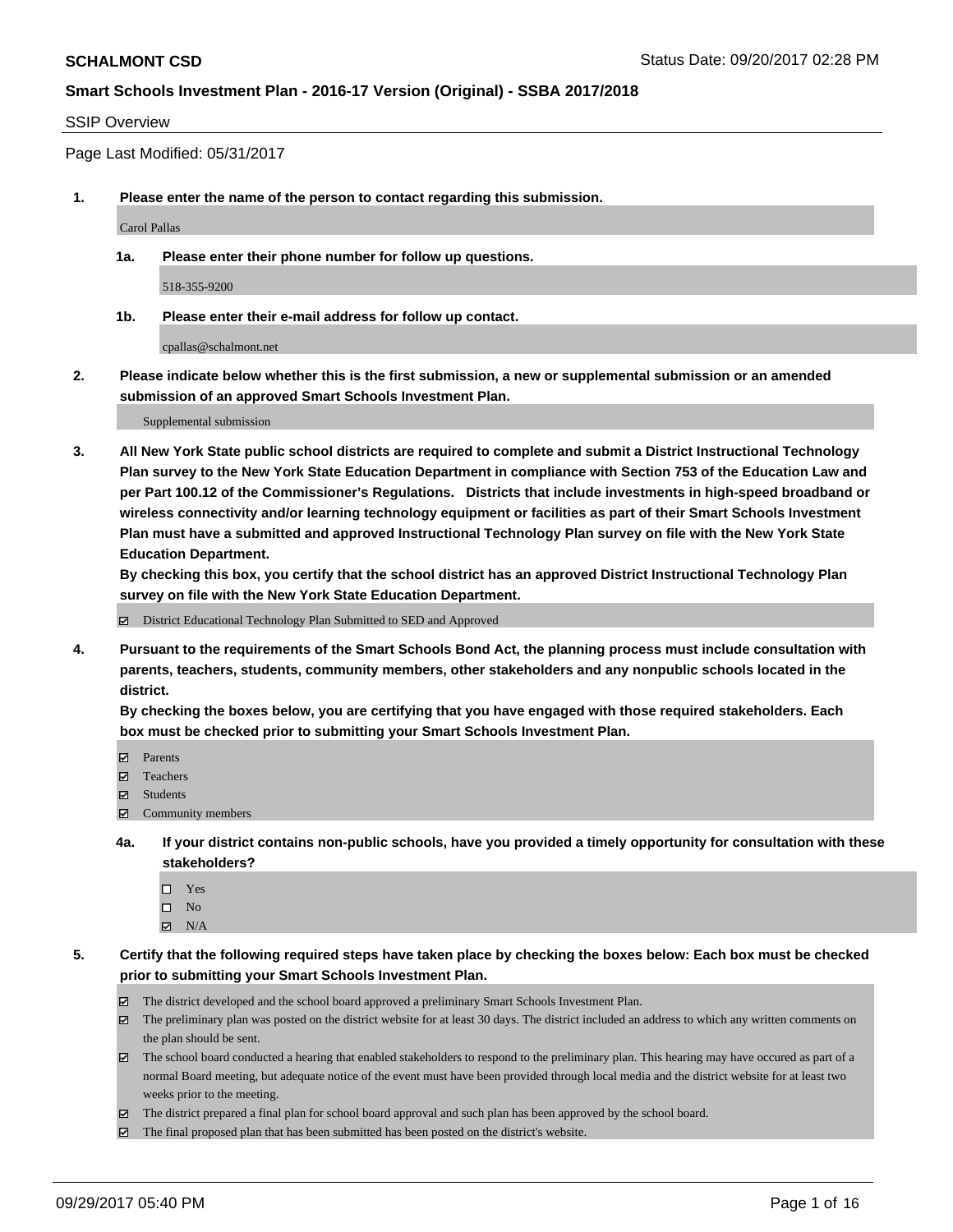**SCHALMONT CSD** Status Date: 09/20/2017 02:28 PM

**Smart Schools Investment Plan - 2016-17 Version (Original) - SSBA 2017/2018**

SSIP Overview

Page Last Modified: 05/31/2017

**1. Please enter the name of the person to contact regarding this submission.**

Carol Pallas

**1a. Please enter their phone number for follow up questions.**

518-355-9200

**1b. Please enter their e-mail address for follow up contact.**

cpallas@schalmont.net

**2. Please indicate below whether this is the first submission, a new or supplemental submission or an amended submission of an approved Smart Schools Investment Plan.**

Supplemental submission

**3. All New York State public school districts are required to complete and submit a District Instructional Technology Plan survey to the New York State Education Department in compliance with Section 753 of the Education Law and per Part 100.12 of the Commissioner's Regulations. Districts that include investments in high-speed broadband or wireless connectivity and/or learning technology equipment or facilities as part of their Smart Schools Investment Plan must have a submitted and approved Instructional Technology Plan survey on file with the New York State Education Department.**
**By checking this box, you certify that the school district has an approved District Instructional Technology Plan survey on file with the New York State Education Department.**

☑ District Educational Technology Plan Submitted to SED and Approved

**4. Pursuant to the requirements of the Smart Schools Bond Act, the planning process must include consultation with parents, teachers, students, community members, other stakeholders and any nonpublic schools located in the district.**
**By checking the boxes below, you are certifying that you have engaged with those required stakeholders. Each box must be checked prior to submitting your Smart Schools Investment Plan.**

☑ Parents
☑ Teachers
☑ Students
☑ Community members

**4a. If your district contains non-public schools, have you provided a timely opportunity for consultation with these stakeholders?**

☐ Yes
☐ No
☑ N/A

**5. Certify that the following required steps have taken place by checking the boxes below: Each box must be checked prior to submitting your Smart Schools Investment Plan.**

☑ The district developed and the school board approved a preliminary Smart Schools Investment Plan.
☑ The preliminary plan was posted on the district website for at least 30 days. The district included an address to which any written comments on the plan should be sent.
☑ The school board conducted a hearing that enabled stakeholders to respond to the preliminary plan. This hearing may have occured as part of a normal Board meeting, but adequate notice of the event must have been provided through local media and the district website for at least two weeks prior to the meeting.
☑ The district prepared a final plan for school board approval and such plan has been approved by the school board.
☑ The final proposed plan that has been submitted has been posted on the district's website.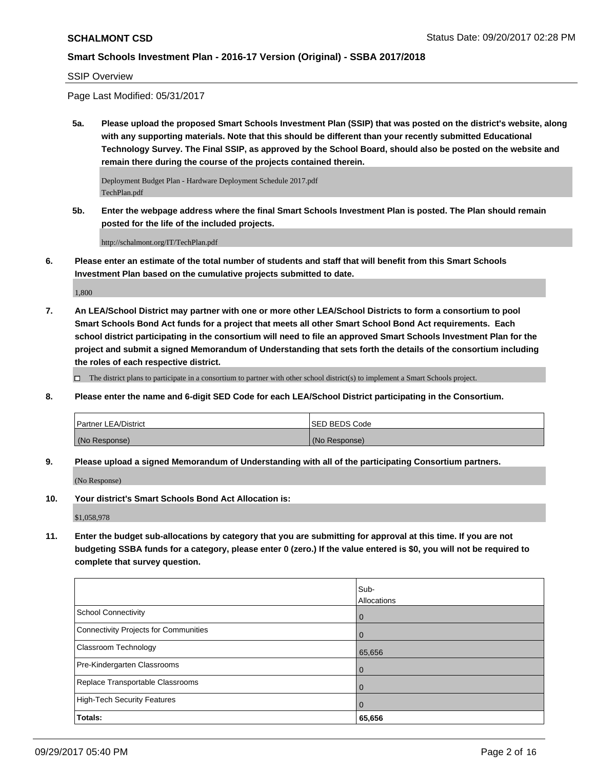**SCHALMONT CSD** Status Date: 09/20/2017 02:28 PM

**Smart Schools Investment Plan - 2016-17 Version (Original) - SSBA 2017/2018**

SSIP Overview

Page Last Modified: 05/31/2017

**5a. Please upload the proposed Smart Schools Investment Plan (SSIP) that was posted on the district's website, along with any supporting materials. Note that this should be different than your recently submitted Educational Technology Survey. The Final SSIP, as approved by the School Board, should also be posted on the website and remain there during the course of the projects contained therein.**

Deployment Budget Plan - Hardware Deployment Schedule 2017.pdf
TechPlan.pdf

**5b. Enter the webpage address where the final Smart Schools Investment Plan is posted. The Plan should remain posted for the life of the included projects.**

http://schalmont.org/IT/TechPlan.pdf

**6. Please enter an estimate of the total number of students and staff that will benefit from this Smart Schools Investment Plan based on the cumulative projects submitted to date.**

1,800

**7. An LEA/School District may partner with one or more other LEA/School Districts to form a consortium to pool Smart Schools Bond Act funds for a project that meets all other Smart School Bond Act requirements. Each school district participating in the consortium will need to file an approved Smart Schools Investment Plan for the project and submit a signed Memorandum of Understanding that sets forth the details of the consortium including the roles of each respective district.**

☐ The district plans to participate in a consortium to partner with other school district(s) to implement a Smart Schools project.

**8. Please enter the name and 6-digit SED Code for each LEA/School District participating in the Consortium.**

| Partner LEA/District | SED BEDS Code |
|---|---|
| (No Response) | (No Response) |

**9. Please upload a signed Memorandum of Understanding with all of the participating Consortium partners.**

(No Response)

**10. Your district's Smart Schools Bond Act Allocation is:**

$1,058,978

**11. Enter the budget sub-allocations by category that you are submitting for approval at this time. If you are not budgeting SSBA funds for a category, please enter 0 (zero.) If the value entered is $0, you will not be required to complete that survey question.**

| | Sub-Allocations |
|---|---|
| School Connectivity | 0 |
| Connectivity Projects for Communities | 0 |
| Classroom Technology | 65,656 |
| Pre-Kindergarten Classrooms | 0 |
| Replace Transportable Classrooms | 0 |
| High-Tech Security Features | 0 |
| **Totals:** | **65,656** |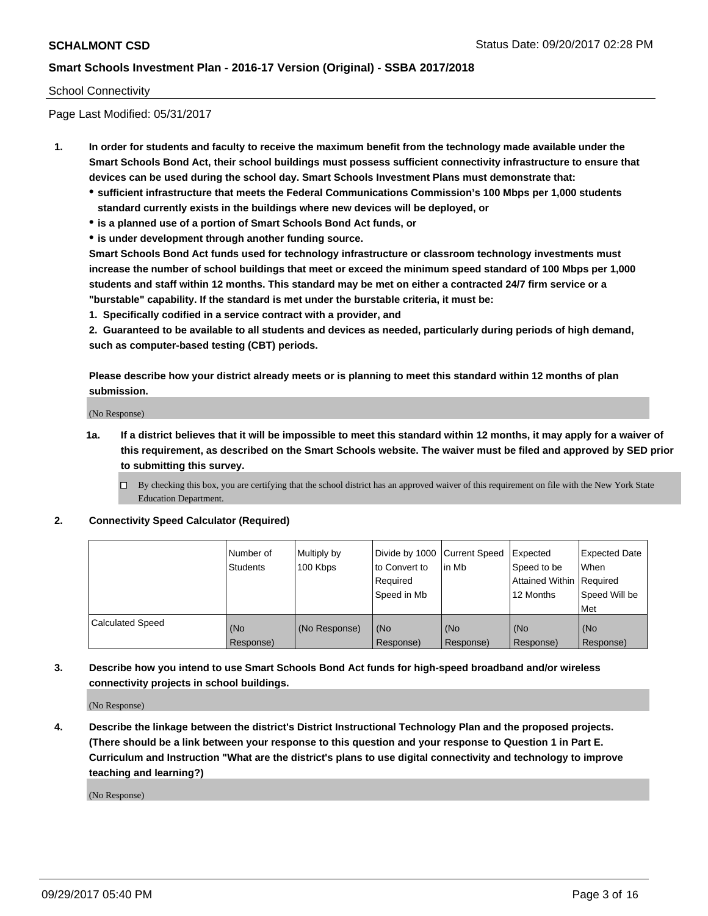School Connectivity

Page Last Modified: 05/31/2017

1. **In order for students and faculty to receive the maximum benefit from the technology made available under the Smart Schools Bond Act, their school buildings must possess sufficient connectivity infrastructure to ensure that devices can be used during the school day. Smart Schools Investment Plans must demonstrate that:**
   - **sufficient infrastructure that meets the Federal Communications Commission's 100 Mbps per 1,000 students standard currently exists in the buildings where new devices will be deployed, or**
   - **is a planned use of a portion of Smart Schools Bond Act funds, or**
   - **is under development through another funding source.**

   **Smart Schools Bond Act funds used for technology infrastructure or classroom technology investments must increase the number of school buildings that meet or exceed the minimum speed standard of 100 Mbps per 1,000 students and staff within 12 months. This standard may be met on either a contracted 24/7 firm service or a "burstable" capability. If the standard is met under the burstable criteria, it must be:**

   **1. Specifically codified in a service contract with a provider, and**

   **2. Guaranteed to be available to all students and devices as needed, particularly during periods of high demand, such as computer-based testing (CBT) periods.**

   **Please describe how your district already meets or is planning to meet this standard within 12 months of plan submission.**

   (No Response)

   **1a. If a district believes that it will be impossible to meet this standard within 12 months, it may apply for a waiver of this requirement, as described on the Smart Schools website. The waiver must be filed and approved by SED prior to submitting this survey.**

   ☐ By checking this box, you are certifying that the school district has an approved waiver of this requirement on file with the New York State Education Department.

2. **Connectivity Speed Calculator (Required)**

| | Number of Students | Multiply by 100 Kbps | Divide by 1000 to Convert to Required Speed in Mb | Current Speed in Mb | Expected Speed to be Attained Within 12 Months | Expected Date When Required Speed Will be Met |
|---|---|---|---|---|---|---|
| Calculated Speed | (No Response) | (No Response) | (No Response) | (No Response) | (No Response) | (No Response) |

3. **Describe how you intend to use Smart Schools Bond Act funds for high-speed broadband and/or wireless connectivity projects in school buildings.**

   (No Response)

4. **Describe the linkage between the district's District Instructional Technology Plan and the proposed projects. (There should be a link between your response to this question and your response to Question 1 in Part E. Curriculum and Instruction "What are the district's plans to use digital connectivity and technology to improve teaching and learning?)**

   (No Response)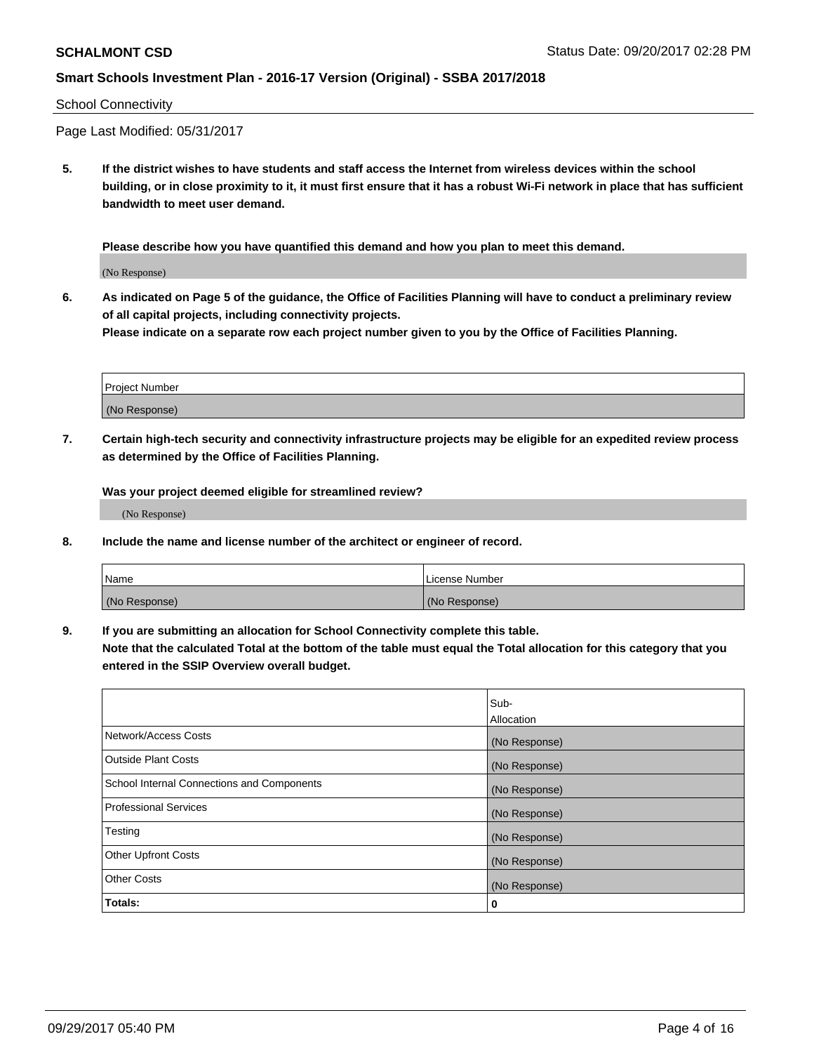School Connectivity

Page Last Modified: 05/31/2017

**5. If the district wishes to have students and staff access the Internet from wireless devices within the school building, or in close proximity to it, it must first ensure that it has a robust Wi-Fi network in place that has sufficient bandwidth to meet user demand.**

**Please describe how you have quantified this demand and how you plan to meet this demand.**

(No Response)

**6. As indicated on Page 5 of the guidance, the Office of Facilities Planning will have to conduct a preliminary review of all capital projects, including connectivity projects.**
**Please indicate on a separate row each project number given to you by the Office of Facilities Planning.**

| Project Number |
| --- |
| (No Response) |

**7. Certain high-tech security and connectivity infrastructure projects may be eligible for an expedited review process as determined by the Office of Facilities Planning.**

**Was your project deemed eligible for streamlined review?**

(No Response)

**8. Include the name and license number of the architect or engineer of record.**

| Name | License Number |
| --- | --- |
| (No Response) | (No Response) |

**9. If you are submitting an allocation for School Connectivity complete this table.**
**Note that the calculated Total at the bottom of the table must equal the Total allocation for this category that you entered in the SSIP Overview overall budget.**

| | Sub-Allocation |
| --- | --- |
| Network/Access Costs | (No Response) |
| Outside Plant Costs | (No Response) |
| School Internal Connections and Components | (No Response) |
| Professional Services | (No Response) |
| Testing | (No Response) |
| Other Upfront Costs | (No Response) |
| Other Costs | (No Response) |
| **Totals:** | **0** |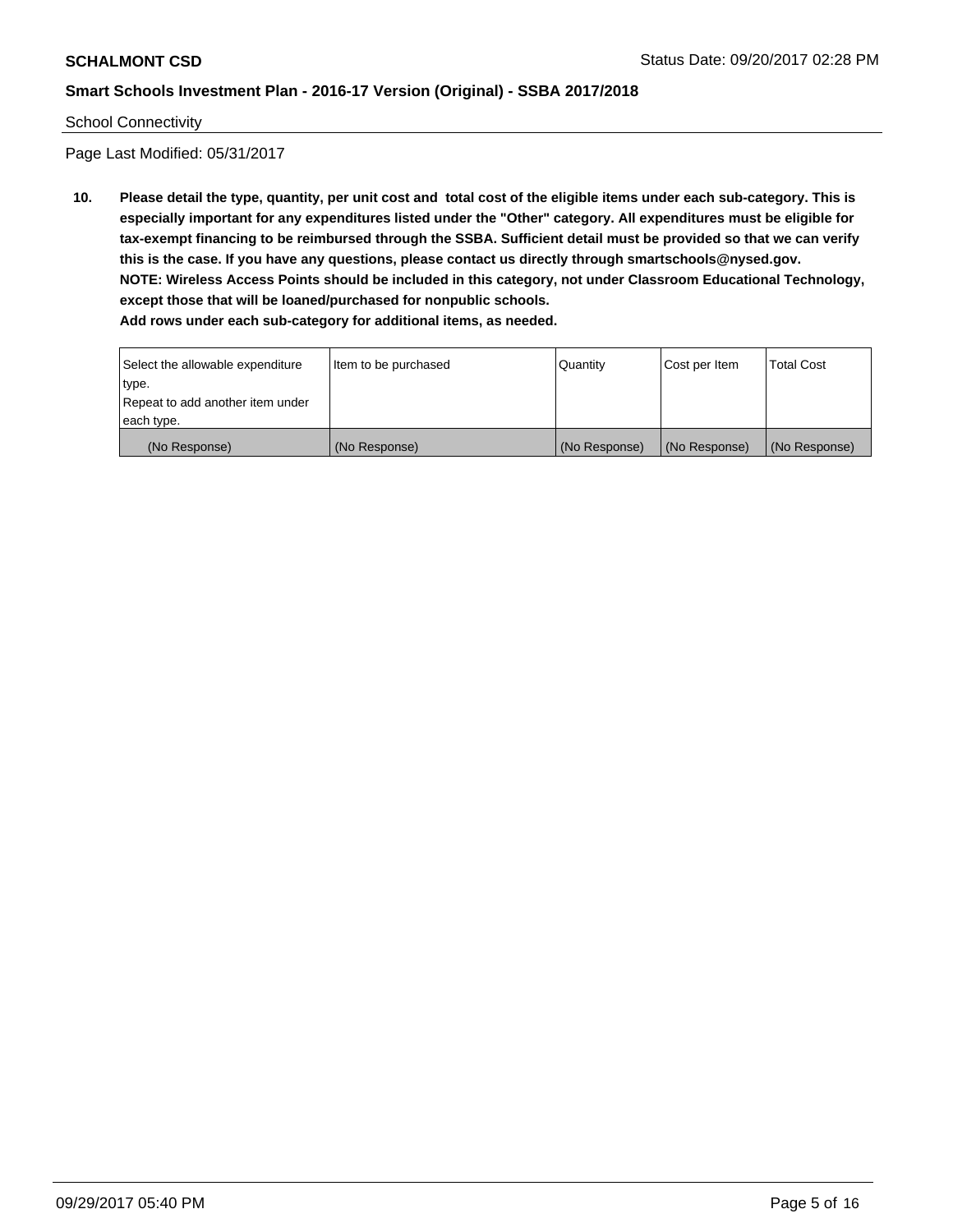School Connectivity

Page Last Modified: 05/31/2017

**10. Please detail the type, quantity, per unit cost and total cost of the eligible items under each sub-category. This is especially important for any expenditures listed under the "Other" category. All expenditures must be eligible for tax-exempt financing to be reimbursed through the SSBA. Sufficient detail must be provided so that we can verify this is the case. If you have any questions, please contact us directly through smartschools@nysed.gov.**
**NOTE: Wireless Access Points should be included in this category, not under Classroom Educational Technology, except those that will be loaned/purchased for nonpublic schools.**
**Add rows under each sub-category for additional items, as needed.**

| Select the allowable expenditure type. Repeat to add another item under each type. | Item to be purchased | Quantity | Cost per Item | Total Cost |
|---|---|---|---|---|
| (No Response) | (No Response) | (No Response) | (No Response) | (No Response) |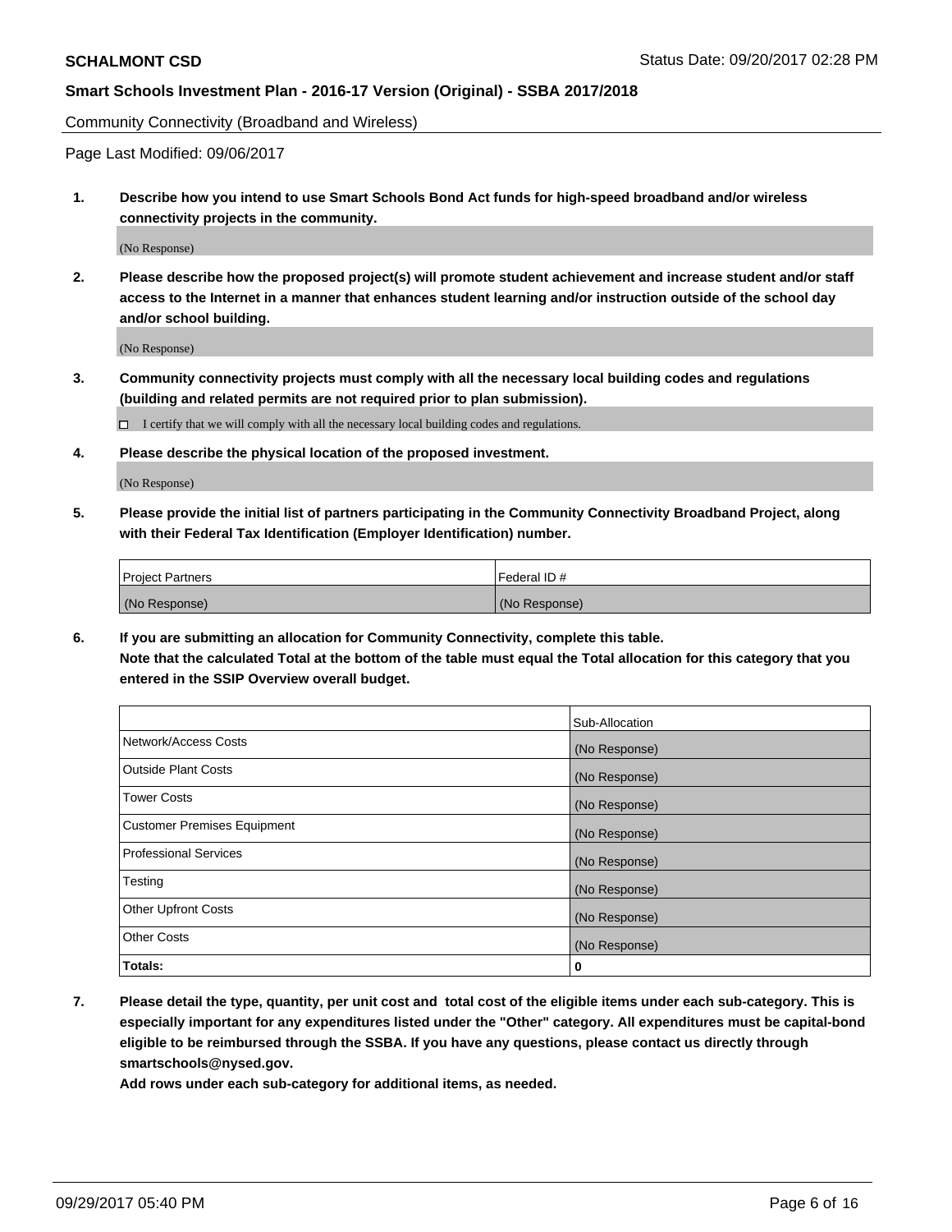Community Connectivity (Broadband and Wireless)

Page Last Modified: 09/06/2017

**1. Describe how you intend to use Smart Schools Bond Act funds for high-speed broadband and/or wireless connectivity projects in the community.**

(No Response)

**2. Please describe how the proposed project(s) will promote student achievement and increase student and/or staff access to the Internet in a manner that enhances student learning and/or instruction outside of the school day and/or school building.**

(No Response)

**3. Community connectivity projects must comply with all the necessary local building codes and regulations (building and related permits are not required prior to plan submission).**

☐ I certify that we will comply with all the necessary local building codes and regulations.

**4. Please describe the physical location of the proposed investment.**

(No Response)

**5. Please provide the initial list of partners participating in the Community Connectivity Broadband Project, along with their Federal Tax Identification (Employer Identification) number.**

| Project Partners | Federal ID # |
|---|---|
| (No Response) | (No Response) |

**6. If you are submitting an allocation for Community Connectivity, complete this table. Note that the calculated Total at the bottom of the table must equal the Total allocation for this category that you entered in the SSIP Overview overall budget.**

| | Sub-Allocation |
|---|---|
| Network/Access Costs | (No Response) |
| Outside Plant Costs | (No Response) |
| Tower Costs | (No Response) |
| Customer Premises Equipment | (No Response) |
| Professional Services | (No Response) |
| Testing | (No Response) |
| Other Upfront Costs | (No Response) |
| Other Costs | (No Response) |
| **Totals:** | **0** |

**7. Please detail the type, quantity, per unit cost and total cost of the eligible items under each sub-category. This is especially important for any expenditures listed under the "Other" category. All expenditures must be capital-bond eligible to be reimbursed through the SSBA. If you have any questions, please contact us directly through smartschools@nysed.gov.**

**Add rows under each sub-category for additional items, as needed.**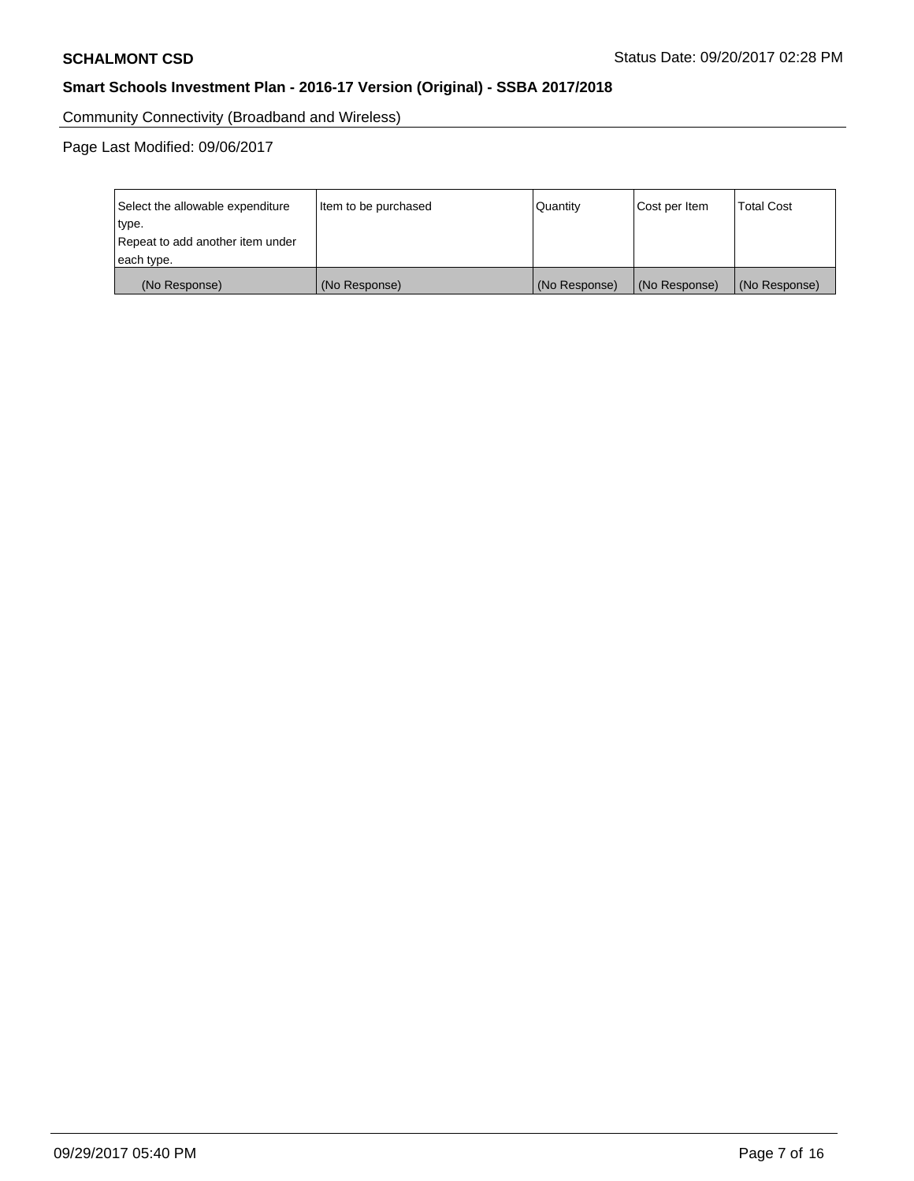**SCHALMONT CSD** Status Date: 09/20/2017 02:28 PM

**Smart Schools Investment Plan - 2016-17 Version (Original) - SSBA 2017/2018**

Community Connectivity (Broadband and Wireless)

Page Last Modified: 09/06/2017

| Select the allowable expenditure type. Repeat to add another item under each type. | Item to be purchased | Quantity | Cost per Item | Total Cost |
|---|---|---|---|---|
| (No Response) | (No Response) | (No Response) | (No Response) | (No Response) |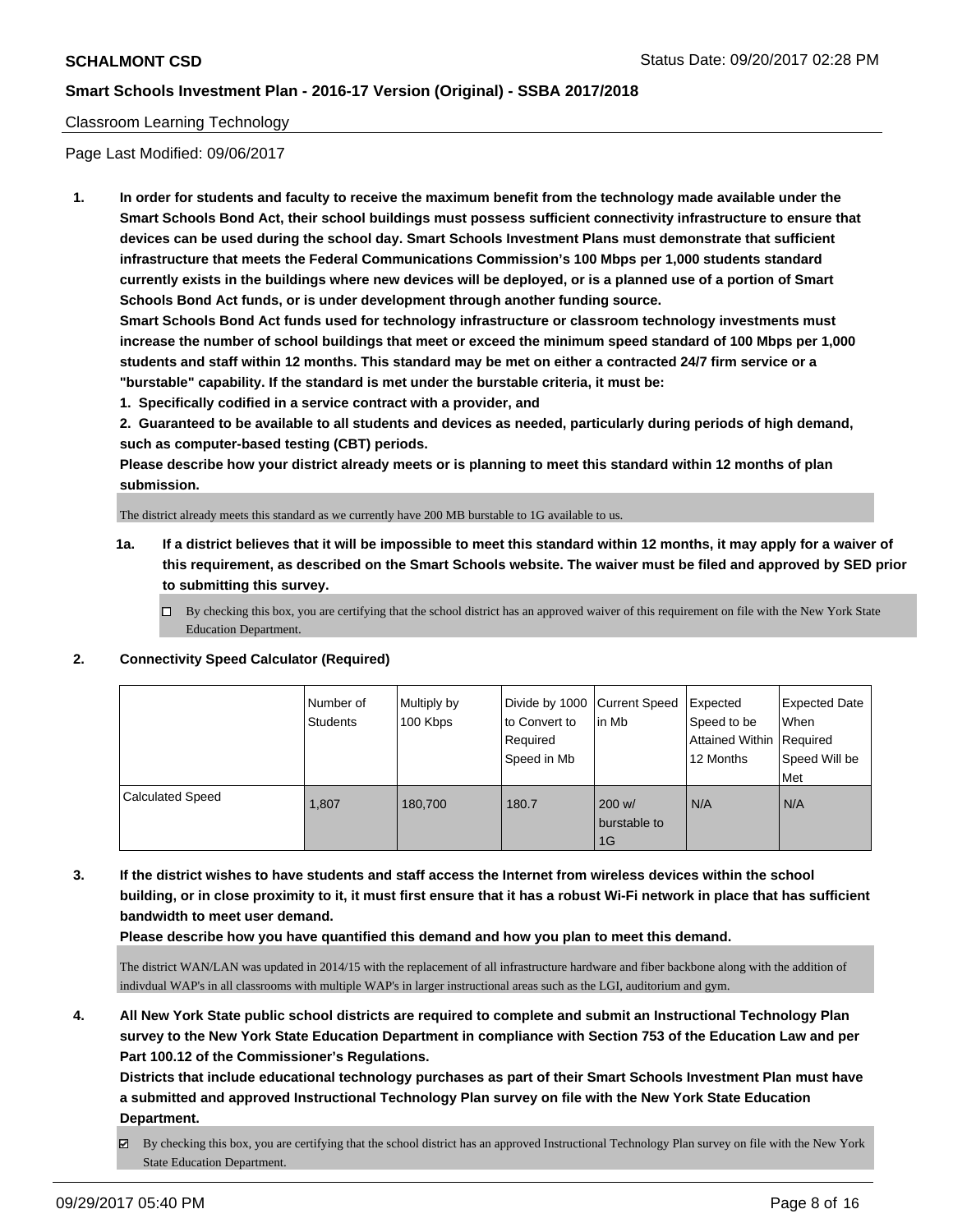Classroom Learning Technology

Page Last Modified: 09/06/2017

**1. In order for students and faculty to receive the maximum benefit from the technology made available under the Smart Schools Bond Act, their school buildings must possess sufficient connectivity infrastructure to ensure that devices can be used during the school day. Smart Schools Investment Plans must demonstrate that sufficient infrastructure that meets the Federal Communications Commission's 100 Mbps per 1,000 students standard currently exists in the buildings where new devices will be deployed, or is a planned use of a portion of Smart Schools Bond Act funds, or is under development through another funding source.**

**Smart Schools Bond Act funds used for technology infrastructure or classroom technology investments must increase the number of school buildings that meet or exceed the minimum speed standard of 100 Mbps per 1,000 students and staff within 12 months. This standard may be met on either a contracted 24/7 firm service or a "burstable" capability. If the standard is met under the burstable criteria, it must be:**

**1. Specifically codified in a service contract with a provider, and**

**2. Guaranteed to be available to all students and devices as needed, particularly during periods of high demand, such as computer-based testing (CBT) periods.**

**Please describe how your district already meets or is planning to meet this standard within 12 months of plan submission.**

The district already meets this standard as we currently have 200 MB burstable to 1G available to us.

**1a. If a district believes that it will be impossible to meet this standard within 12 months, it may apply for a waiver of this requirement, as described on the Smart Schools website. The waiver must be filed and approved by SED prior to submitting this survey.**

☐ By checking this box, you are certifying that the school district has an approved waiver of this requirement on file with the New York State Education Department.

**2. Connectivity Speed Calculator (Required)**

| | Number of Students | Multiply by 100 Kbps | Divide by 1000 to Convert to Required Speed in Mb | Current Speed in Mb | Expected Speed to be Attained Within 12 Months | Expected Date When Required Speed Will be Met |
|---|---|---|---|---|---|---|
| Calculated Speed | 1,807 | 180,700 | 180.7 | 200 w/ burstable to 1G | N/A | N/A |

**3. If the district wishes to have students and staff access the Internet from wireless devices within the school building, or in close proximity to it, it must first ensure that it has a robust Wi-Fi network in place that has sufficient bandwidth to meet user demand.**

**Please describe how you have quantified this demand and how you plan to meet this demand.**

The district WAN/LAN was updated in 2014/15 with the replacement of all infrastructure hardware and fiber backbone along with the addition of indivdual WAP's in all classrooms with multiple WAP's in larger instructional areas such as the LGI, auditorium and gym.

**4. All New York State public school districts are required to complete and submit an Instructional Technology Plan survey to the New York State Education Department in compliance with Section 753 of the Education Law and per Part 100.12 of the Commissioner's Regulations.**

**Districts that include educational technology purchases as part of their Smart Schools Investment Plan must have a submitted and approved Instructional Technology Plan survey on file with the New York State Education Department.**

☑ By checking this box, you are certifying that the school district has an approved Instructional Technology Plan survey on file with the New York State Education Department.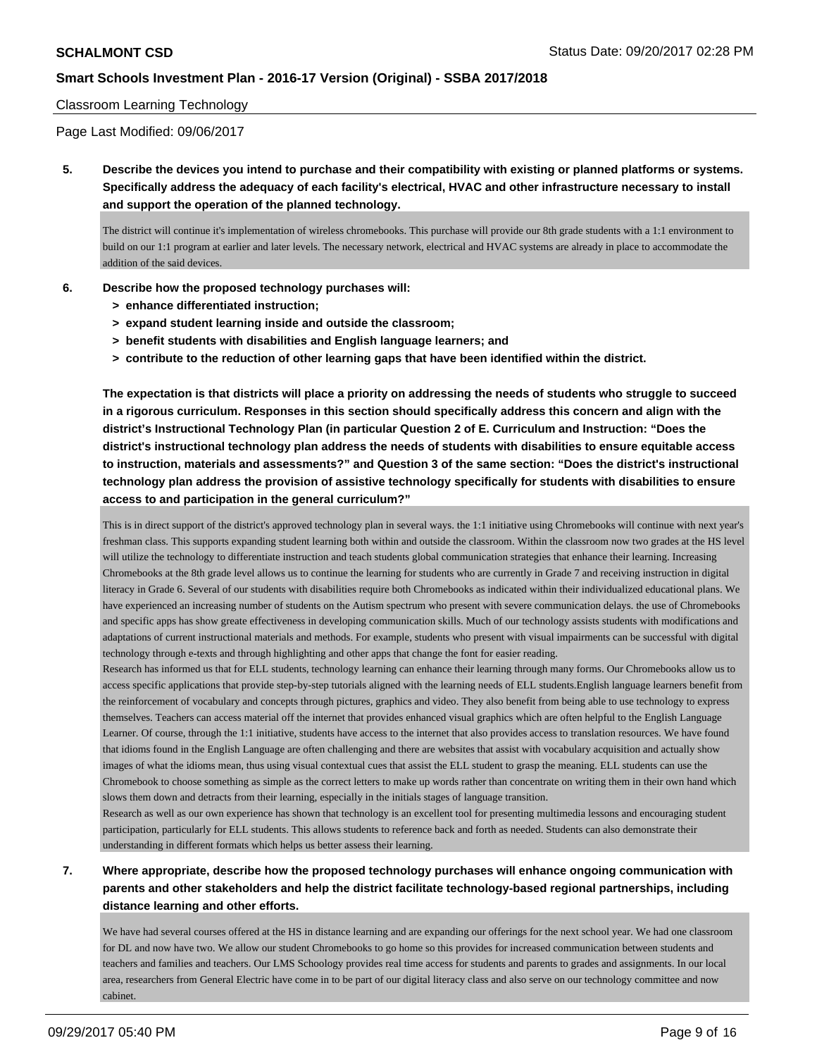Classroom Learning Technology

Page Last Modified: 09/06/2017

**5. Describe the devices you intend to purchase and their compatibility with existing or planned platforms or systems. Specifically address the adequacy of each facility's electrical, HVAC and other infrastructure necessary to install and support the operation of the planned technology.**

The district will continue it's implementation of wireless chromebooks. This purchase will provide our 8th grade students with a 1:1 environment to build on our 1:1 program at earlier and later levels. The necessary network, electrical and HVAC systems are already in place to accommodate the addition of the said devices.

**6. Describe how the proposed technology purchases will:**
- **> enhance differentiated instruction;**
- **> expand student learning inside and outside the classroom;**
- **> benefit students with disabilities and English language learners; and**
- **> contribute to the reduction of other learning gaps that have been identified within the district.**

**The expectation is that districts will place a priority on addressing the needs of students who struggle to succeed in a rigorous curriculum. Responses in this section should specifically address this concern and align with the district's Instructional Technology Plan (in particular Question 2 of E. Curriculum and Instruction: "Does the district's instructional technology plan address the needs of students with disabilities to ensure equitable access to instruction, materials and assessments?" and Question 3 of the same section: "Does the district's instructional technology plan address the provision of assistive technology specifically for students with disabilities to ensure access to and participation in the general curriculum?"**

This is in direct support of the district's approved technology plan in several ways. the 1:1 initiative using Chromebooks will continue with next year's freshman class. This supports expanding student learning both within and outside the classroom. Within the classroom now two grades at the HS level will utilize the technology to differentiate instruction and teach students global communication strategies that enhance their learning. Increasing Chromebooks at the 8th grade level allows us to continue the learning for students who are currently in Grade 7 and receiving instruction in digital literacy in Grade 6. Several of our students with disabilities require both Chromebooks as indicated within their individualized educational plans. We have experienced an increasing number of students on the Autism spectrum who present with severe communication delays. the use of Chromebooks and specific apps has show greate effectiveness in developing communication skills. Much of our technology assists students with modifications and adaptations of current instructional materials and methods. For example, students who present with visual impairments can be successful with digital technology through e-texts and through highlighting and other apps that change the font for easier reading.
Research has informed us that for ELL students, technology learning can enhance their learning through many forms. Our Chromebooks allow us to access specific applications that provide step-by-step tutorials aligned with the learning needs of ELL students.English language learners benefit from the reinforcement of vocabulary and concepts through pictures, graphics and video. They also benefit from being able to use technology to express themselves. Teachers can access material off the internet that provides enhanced visual graphics which are often helpful to the English Language Learner. Of course, through the 1:1 initiative, students have access to the internet that also provides access to translation resources. We have found that idioms found in the English Language are often challenging and there are websites that assist with vocabulary acquisition and actually show images of what the idioms mean, thus using visual contextual cues that assist the ELL student to grasp the meaning. ELL students can use the Chromebook to choose something as simple as the correct letters to make up words rather than concentrate on writing them in their own hand which slows them down and detracts from their learning, especially in the initials stages of language transition.
Research as well as our own experience has shown that technology is an excellent tool for presenting multimedia lessons and encouraging student participation, particularly for ELL students. This allows students to reference back and forth as needed. Students can also demonstrate their understanding in different formats which helps us better assess their learning.

**7. Where appropriate, describe how the proposed technology purchases will enhance ongoing communication with parents and other stakeholders and help the district facilitate technology-based regional partnerships, including distance learning and other efforts.**

We have had several courses offered at the HS in distance learning and are expanding our offerings for the next school year. We had one classroom for DL and now have two. We allow our student Chromebooks to go home so this provides for increased communication between students and teachers and families and teachers. Our LMS Schoology provides real time access for students and parents to grades and assignments. In our local area, researchers from General Electric have come in to be part of our digital literacy class and also serve on our technology committee and now cabinet.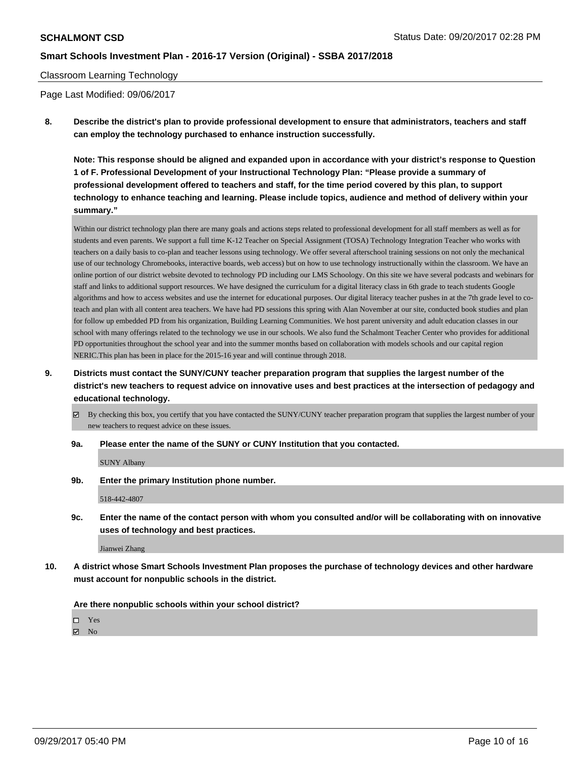Classroom Learning Technology

Page Last Modified: 09/06/2017

**8. Describe the district's plan to provide professional development to ensure that administrators, teachers and staff can employ the technology purchased to enhance instruction successfully.**

**Note: This response should be aligned and expanded upon in accordance with your district's response to Question 1 of F. Professional Development of your Instructional Technology Plan: "Please provide a summary of professional development offered to teachers and staff, for the time period covered by this plan, to support technology to enhance teaching and learning. Please include topics, audience and method of delivery within your summary."**

Within our district technology plan there are many goals and actions steps related to professional development for all staff members as well as for students and even parents. We support a full time K-12 Teacher on Special Assignment (TOSA) Technology Integration Teacher who works with teachers on a daily basis to co-plan and teacher lessons using technology. We offer several afterschool training sessions on not only the mechanical use of our technology Chromebooks, interactive boards, web access) but on how to use technology instructionally within the classroom. We have an online portion of our district website devoted to technology PD including our LMS Schoology. On this site we have several podcasts and webinars for staff and links to additional support resources. We have designed the curriculum for a digital literacy class in 6th grade to teach students Google algorithms and how to access websites and use the internet for educational purposes. Our digital literacy teacher pushes in at the 7th grade level to co-teach and plan with all content area teachers. We have had PD sessions this spring with Alan November at our site, conducted book studies and plan for follow up embedded PD from his organization, Building Learning Communities. We host parent university and adult education classes in our school with many offerings related to the technology we use in our schools. We also fund the Schalmont Teacher Center who provides for additional PD opportunities throughout the school year and into the summer months based on collaboration with models schools and our capital region NERIC.This plan has been in place for the 2015-16 year and will continue through 2018.

**9. Districts must contact the SUNY/CUNY teacher preparation program that supplies the largest number of the district's new teachers to request advice on innovative uses and best practices at the intersection of pedagogy and educational technology.**

☑ By checking this box, you certify that you have contacted the SUNY/CUNY teacher preparation program that supplies the largest number of your new teachers to request advice on these issues.

**9a. Please enter the name of the SUNY or CUNY Institution that you contacted.**

SUNY Albany

**9b. Enter the primary Institution phone number.**

518-442-4807

**9c. Enter the name of the contact person with whom you consulted and/or will be collaborating with on innovative uses of technology and best practices.**

Jianwei Zhang

**10. A district whose Smart Schools Investment Plan proposes the purchase of technology devices and other hardware must account for nonpublic schools in the district.**

**Are there nonpublic schools within your school district?**

☐ Yes
☑ No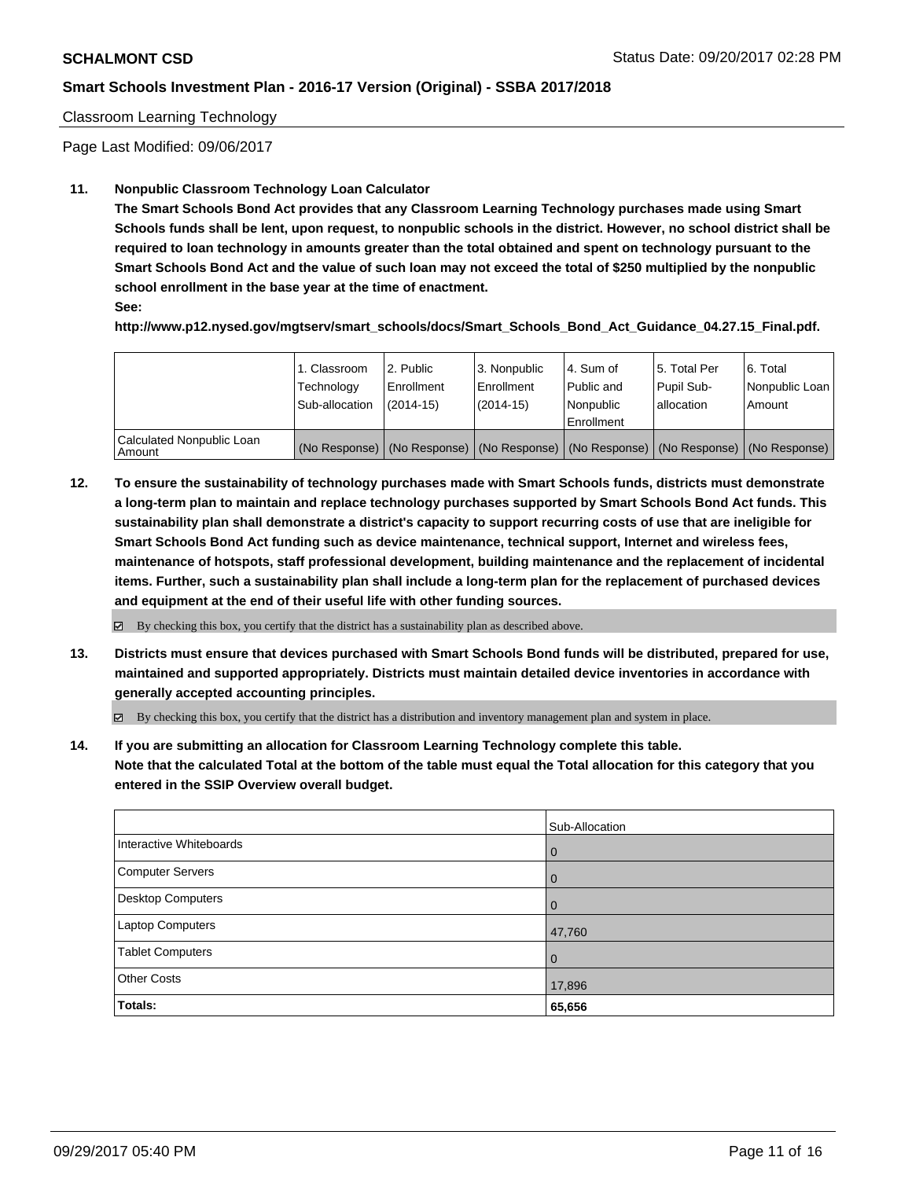Classroom Learning Technology

Page Last Modified: 09/06/2017

**11. Nonpublic Classroom Technology Loan Calculator**

**The Smart Schools Bond Act provides that any Classroom Learning Technology purchases made using Smart Schools funds shall be lent, upon request, to nonpublic schools in the district. However, no school district shall be required to loan technology in amounts greater than the total obtained and spent on technology pursuant to the Smart Schools Bond Act and the value of such loan may not exceed the total of $250 multiplied by the nonpublic school enrollment in the base year at the time of enactment.**

**See:**

**http://www.p12.nysed.gov/mgtserv/smart_schools/docs/Smart_Schools_Bond_Act_Guidance_04.27.15_Final.pdf.**

| | 1. Classroom Technology Sub-allocation | 2. Public Enrollment (2014-15) | 3. Nonpublic Enrollment (2014-15) | 4. Sum of Public and Nonpublic Enrollment | 5. Total Per Pupil Sub-allocation | 6. Total Nonpublic Loan Amount |
|---|---|---|---|---|---|---|
| Calculated Nonpublic Loan Amount | (No Response) | (No Response) | (No Response) | (No Response) | (No Response) | (No Response) |

**12. To ensure the sustainability of technology purchases made with Smart Schools funds, districts must demonstrate a long-term plan to maintain and replace technology purchases supported by Smart Schools Bond Act funds. This sustainability plan shall demonstrate a district's capacity to support recurring costs of use that are ineligible for Smart Schools Bond Act funding such as device maintenance, technical support, Internet and wireless fees, maintenance of hotspots, staff professional development, building maintenance and the replacement of incidental items. Further, such a sustainability plan shall include a long-term plan for the replacement of purchased devices and equipment at the end of their useful life with other funding sources.**

☑ By checking this box, you certify that the district has a sustainability plan as described above.

**13. Districts must ensure that devices purchased with Smart Schools Bond funds will be distributed, prepared for use, maintained and supported appropriately. Districts must maintain detailed device inventories in accordance with generally accepted accounting principles.**

☑ By checking this box, you certify that the district has a distribution and inventory management plan and system in place.

**14. If you are submitting an allocation for Classroom Learning Technology complete this table. Note that the calculated Total at the bottom of the table must equal the Total allocation for this category that you entered in the SSIP Overview overall budget.**

| | Sub-Allocation |
|---|---|
| Interactive Whiteboards | 0 |
| Computer Servers | 0 |
| Desktop Computers | 0 |
| Laptop Computers | 47,760 |
| Tablet Computers | 0 |
| Other Costs | 17,896 |
| **Totals:** | **65,656** |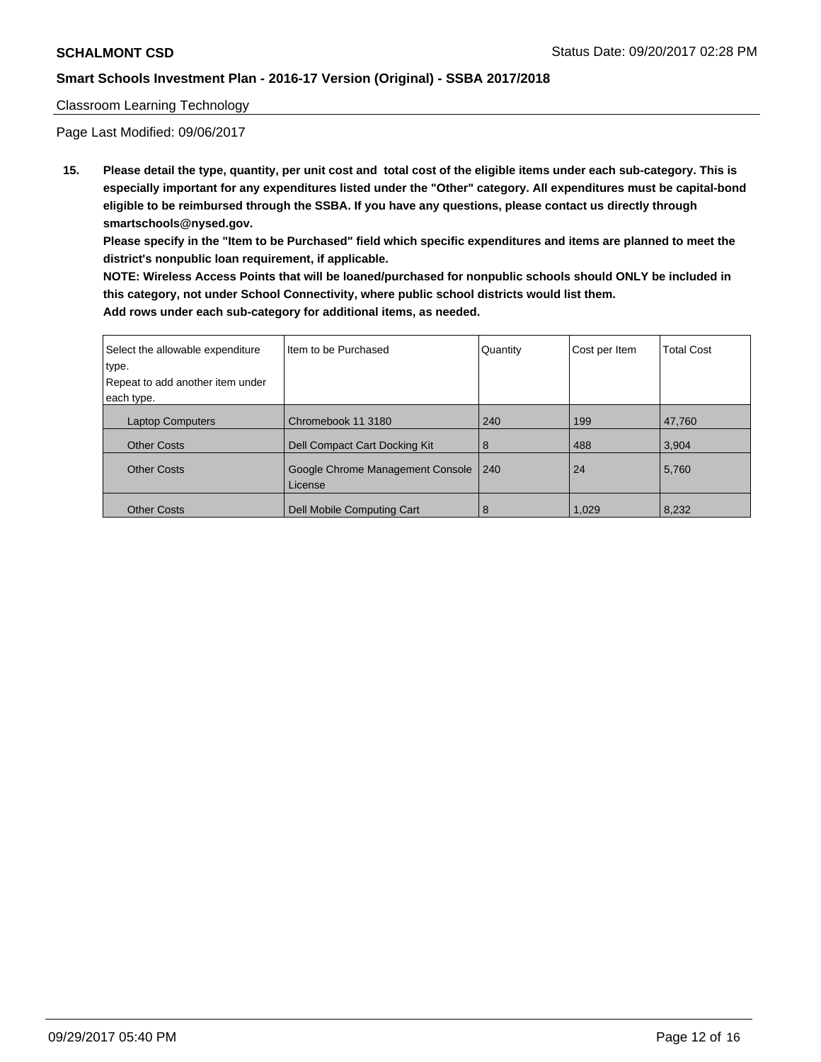Classroom Learning Technology

Page Last Modified: 09/06/2017

15. **Please detail the type, quantity, per unit cost and total cost of the eligible items under each sub-category. This is especially important for any expenditures listed under the "Other" category. All expenditures must be capital-bond eligible to be reimbursed through the SSBA. If you have any questions, please contact us directly through smartschools@nysed.gov.**

**Please specify in the "Item to be Purchased" field which specific expenditures and items are planned to meet the district's nonpublic loan requirement, if applicable.**

**NOTE: Wireless Access Points that will be loaned/purchased for nonpublic schools should ONLY be included in this category, not under School Connectivity, where public school districts would list them.**

**Add rows under each sub-category for additional items, as needed.**

| Select the allowable expenditure type. Repeat to add another item under each type. | Item to be Purchased | Quantity | Cost per Item | Total Cost |
|---|---|---|---|---|
| Laptop Computers | Chromebook 11 3180 | 240 | 199 | 47,760 |
| Other Costs | Dell Compact Cart Docking Kit | 8 | 488 | 3,904 |
| Other Costs | Google Chrome Management Console License | 240 | 24 | 5,760 |
| Other Costs | Dell Mobile Computing Cart | 8 | 1,029 | 8,232 |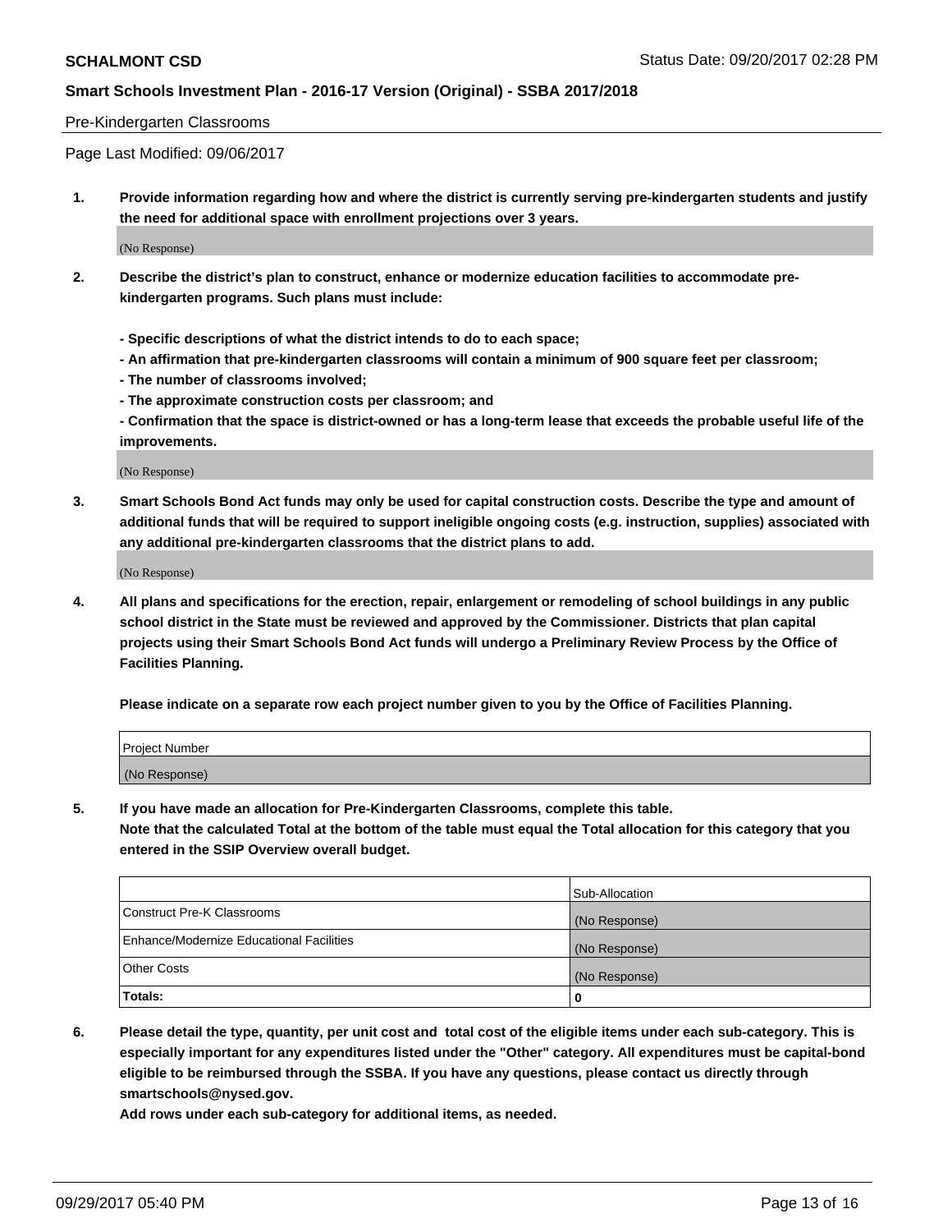Pre-Kindergarten Classrooms

Page Last Modified: 09/06/2017

**1. Provide information regarding how and where the district is currently serving pre-kindergarten students and justify the need for additional space with enrollment projections over 3 years.**

(No Response)

**2. Describe the district's plan to construct, enhance or modernize education facilities to accommodate pre-kindergarten programs. Such plans must include:**

**- Specific descriptions of what the district intends to do to each space;**
**- An affirmation that pre-kindergarten classrooms will contain a minimum of 900 square feet per classroom;**
**- The number of classrooms involved;**
**- The approximate construction costs per classroom; and**
**- Confirmation that the space is district-owned or has a long-term lease that exceeds the probable useful life of the improvements.**

(No Response)

**3. Smart Schools Bond Act funds may only be used for capital construction costs. Describe the type and amount of additional funds that will be required to support ineligible ongoing costs (e.g. instruction, supplies) associated with any additional pre-kindergarten classrooms that the district plans to add.**

(No Response)

**4. All plans and specifications for the erection, repair, enlargement or remodeling of school buildings in any public school district in the State must be reviewed and approved by the Commissioner. Districts that plan capital projects using their Smart Schools Bond Act funds will undergo a Preliminary Review Process by the Office of Facilities Planning.**

**Please indicate on a separate row each project number given to you by the Office of Facilities Planning.**

| Project Number |
|---|
| (No Response) |

**5. If you have made an allocation for Pre-Kindergarten Classrooms, complete this table.**
**Note that the calculated Total at the bottom of the table must equal the Total allocation for this category that you entered in the SSIP Overview overall budget.**

| | Sub-Allocation |
|---|---|
| Construct Pre-K Classrooms | (No Response) |
| Enhance/Modernize Educational Facilities | (No Response) |
| Other Costs | (No Response) |
| **Totals:** | **0** |

**6. Please detail the type, quantity, per unit cost and total cost of the eligible items under each sub-category. This is especially important for any expenditures listed under the "Other" category. All expenditures must be capital-bond eligible to be reimbursed through the SSBA. If you have any questions, please contact us directly through smartschools@nysed.gov.**

**Add rows under each sub-category for additional items, as needed.**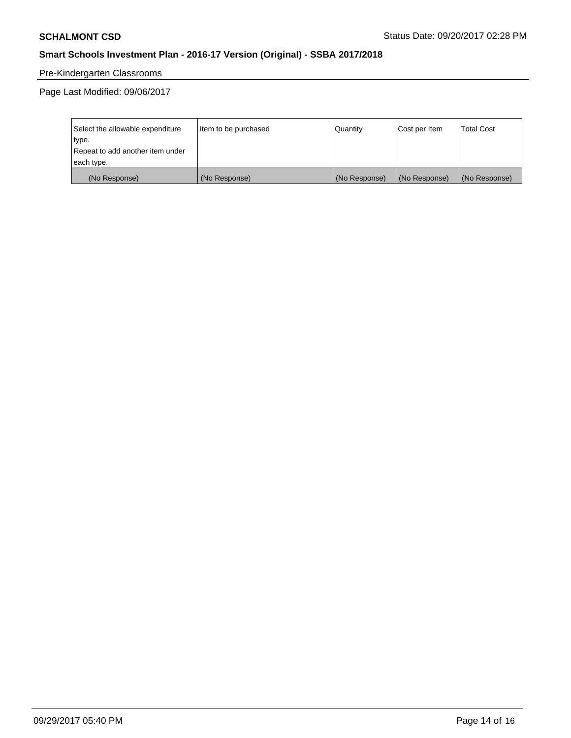Pre-Kindergarten Classrooms

Page Last Modified: 09/06/2017

| Select the allowable expenditure type. Repeat to add another item under each type. | Item to be purchased | Quantity | Cost per Item | Total Cost |
| --- | --- | --- | --- | --- |
| (No Response) | (No Response) | (No Response) | (No Response) | (No Response) |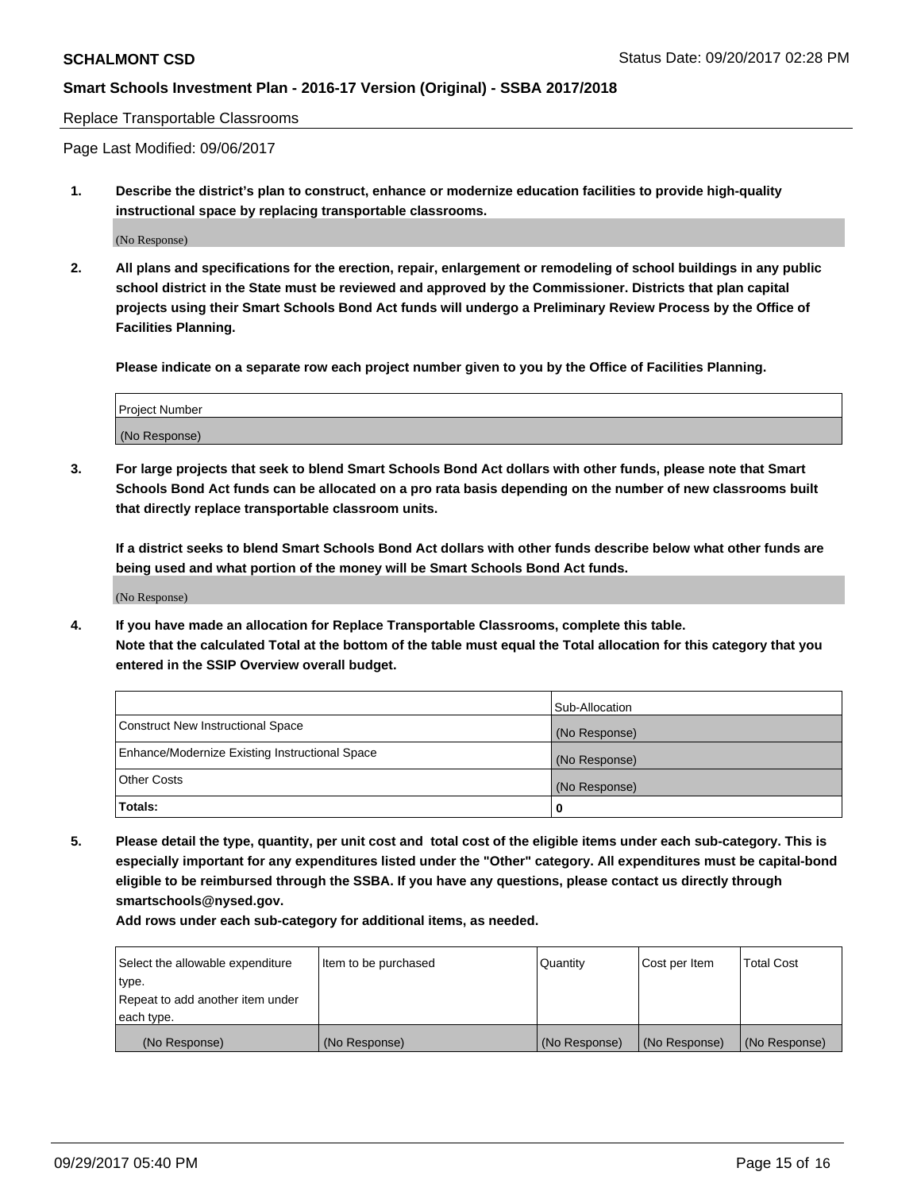Replace Transportable Classrooms

Page Last Modified: 09/06/2017

**1. Describe the district's plan to construct, enhance or modernize education facilities to provide high-quality instructional space by replacing transportable classrooms.**

(No Response)

**2. All plans and specifications for the erection, repair, enlargement or remodeling of school buildings in any public school district in the State must be reviewed and approved by the Commissioner. Districts that plan capital projects using their Smart Schools Bond Act funds will undergo a Preliminary Review Process by the Office of Facilities Planning.**

**Please indicate on a separate row each project number given to you by the Office of Facilities Planning.**

| Project Number |
|---|
| (No Response) |

**3. For large projects that seek to blend Smart Schools Bond Act dollars with other funds, please note that Smart Schools Bond Act funds can be allocated on a pro rata basis depending on the number of new classrooms built that directly replace transportable classroom units.**

**If a district seeks to blend Smart Schools Bond Act dollars with other funds describe below what other funds are being used and what portion of the money will be Smart Schools Bond Act funds.**

(No Response)

**4. If you have made an allocation for Replace Transportable Classrooms, complete this table. Note that the calculated Total at the bottom of the table must equal the Total allocation for this category that you entered in the SSIP Overview overall budget.**

| | Sub-Allocation |
|---|---|
| Construct New Instructional Space | (No Response) |
| Enhance/Modernize Existing Instructional Space | (No Response) |
| Other Costs | (No Response) |
| **Totals:** | **0** |

**5. Please detail the type, quantity, per unit cost and total cost of the eligible items under each sub-category. This is especially important for any expenditures listed under the "Other" category. All expenditures must be capital-bond eligible to be reimbursed through the SSBA. If you have any questions, please contact us directly through smartschools@nysed.gov.**

**Add rows under each sub-category for additional items, as needed.**

| Select the allowable expenditure type. Repeat to add another item under each type. | Item to be purchased | Quantity | Cost per Item | Total Cost |
|---|---|---|---|---|
| (No Response) | (No Response) | (No Response) | (No Response) | (No Response) |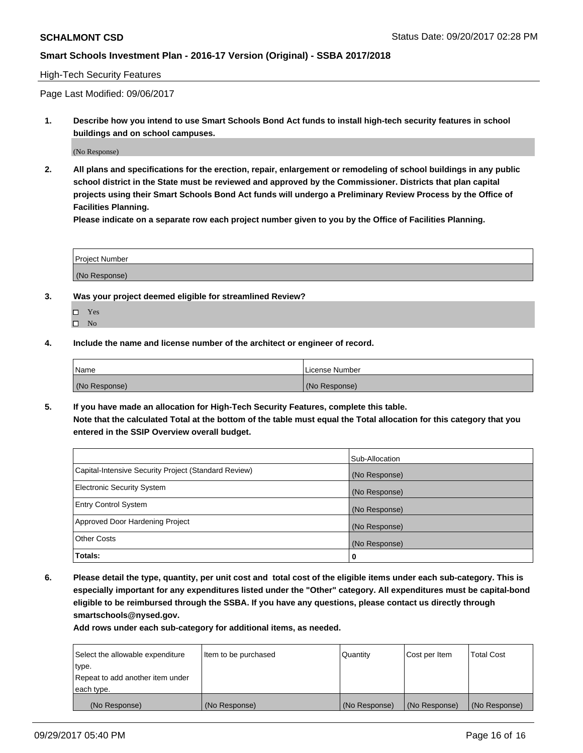High-Tech Security Features

Page Last Modified: 09/06/2017

**1. Describe how you intend to use Smart Schools Bond Act funds to install high-tech security features in school buildings and on school campuses.**

(No Response)

**2. All plans and specifications for the erection, repair, enlargement or remodeling of school buildings in any public school district in the State must be reviewed and approved by the Commissioner. Districts that plan capital projects using their Smart Schools Bond Act funds will undergo a Preliminary Review Process by the Office of Facilities Planning.**

**Please indicate on a separate row each project number given to you by the Office of Facilities Planning.**

| Project Number |
|---|
| (No Response) |

**3. Was your project deemed eligible for streamlined Review?**

- ☐ Yes
- ☐ No

**4. Include the name and license number of the architect or engineer of record.**

| Name | License Number |
|---|---|
| (No Response) | (No Response) |

**5. If you have made an allocation for High-Tech Security Features, complete this table.**
**Note that the calculated Total at the bottom of the table must equal the Total allocation for this category that you entered in the SSIP Overview overall budget.**

| | Sub-Allocation |
|---|---|
| Capital-Intensive Security Project (Standard Review) | (No Response) |
| Electronic Security System | (No Response) |
| Entry Control System | (No Response) |
| Approved Door Hardening Project | (No Response) |
| Other Costs | (No Response) |
| **Totals:** | **0** |

**6. Please detail the type, quantity, per unit cost and total cost of the eligible items under each sub-category. This is especially important for any expenditures listed under the "Other" category. All expenditures must be capital-bond eligible to be reimbursed through the SSBA. If you have any questions, please contact us directly through smartschools@nysed.gov.**

**Add rows under each sub-category for additional items, as needed.**

| Select the allowable expenditure type. Repeat to add another item under each type. | Item to be purchased | Quantity | Cost per Item | Total Cost |
|---|---|---|---|---|
| (No Response) | (No Response) | (No Response) | (No Response) | (No Response) |